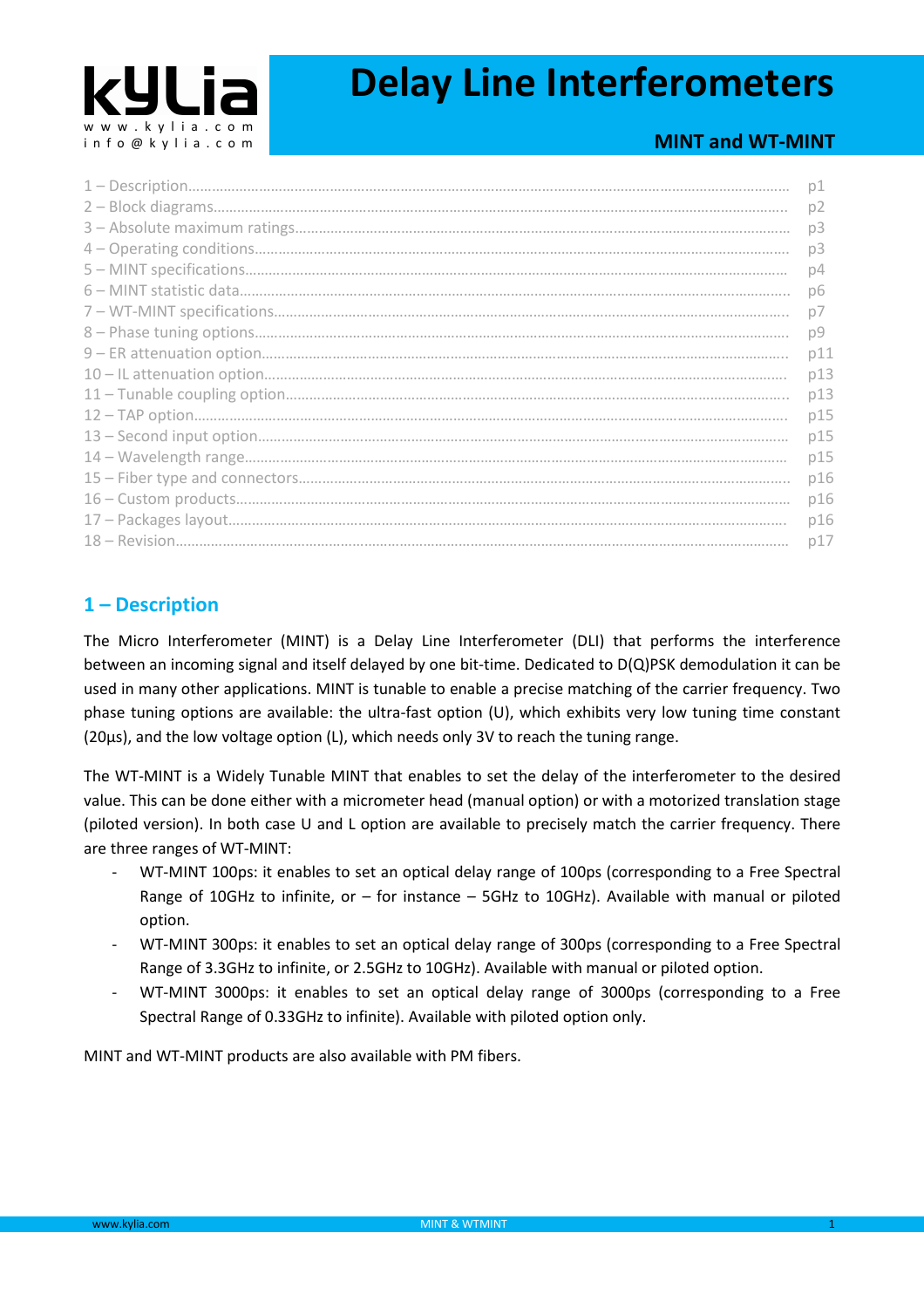kYLia
www.kylia.com
info@kylia.com

# Delay Line Interferometers

## MINT and WT-MINT

1 – Description........ p1
2 – Block diagrams........ p2
3 – Absolute maximum ratings........ p3
4 – Operating conditions........ p3
5 – MINT specifications........ p4
6 – MINT statistic data........ p6
7 – WT-MINT specifications........ p7
8 – Phase tuning options........ p9
9 – ER attenuation option........ p11
10 – IL attenuation option........ p13
11 – Tunable coupling option........ p13
12 – TAP option........ p15
13 – Second input option........ p15
14 – Wavelength range........ p15
15 – Fiber type and connectors........ p16
16 – Custom products........ p16
17 – Packages layout........ p16
18 – Revision........ p17

## 1 – Description

The Micro Interferometer (MINT) is a Delay Line Interferometer (DLI) that performs the interference between an incoming signal and itself delayed by one bit-time. Dedicated to D(Q)PSK demodulation it can be used in many other applications. MINT is tunable to enable a precise matching of the carrier frequency. Two phase tuning options are available: the ultra-fast option (U), which exhibits very low tuning time constant (20µs), and the low voltage option (L), which needs only 3V to reach the tuning range.

The WT-MINT is a Widely Tunable MINT that enables to set the delay of the interferometer to the desired value. This can be done either with a micrometer head (manual option) or with a motorized translation stage (piloted version). In both case U and L option are available to precisely match the carrier frequency. There are three ranges of WT-MINT:

- WT-MINT 100ps: it enables to set an optical delay range of 100ps (corresponding to a Free Spectral Range of 10GHz to infinite, or – for instance – 5GHz to 10GHz). Available with manual or piloted option.
- WT-MINT 300ps: it enables to set an optical delay range of 300ps (corresponding to a Free Spectral Range of 3.3GHz to infinite, or 2.5GHz to 10GHz). Available with manual or piloted option.
- WT-MINT 3000ps: it enables to set an optical delay range of 3000ps (corresponding to a Free Spectral Range of 0.33GHz to infinite). Available with piloted option only.

MINT and WT-MINT products are also available with PM fibers.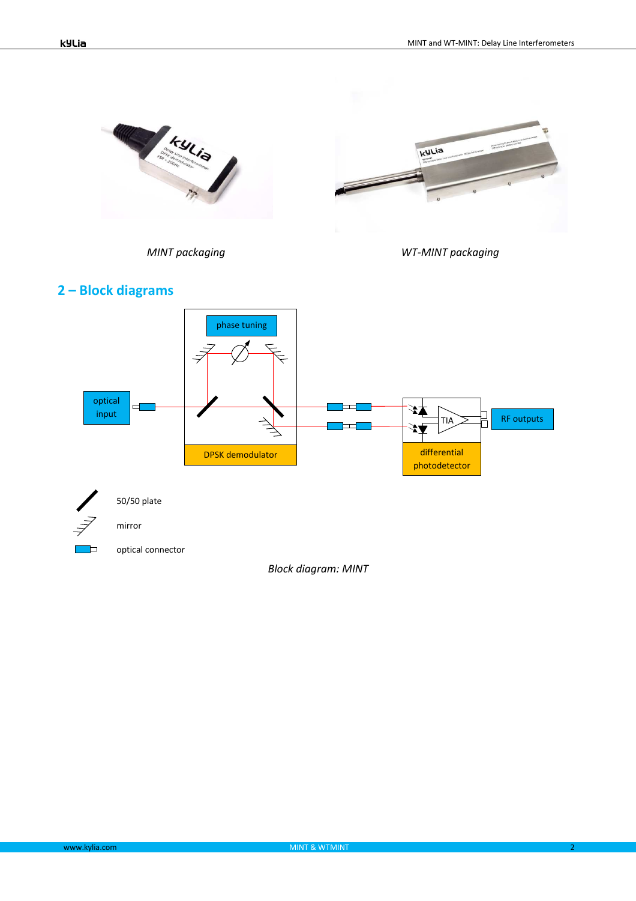*MINT packaging*

*WT-MINT packaging*

## 2 – Block diagrams

*Block diagram: MINT*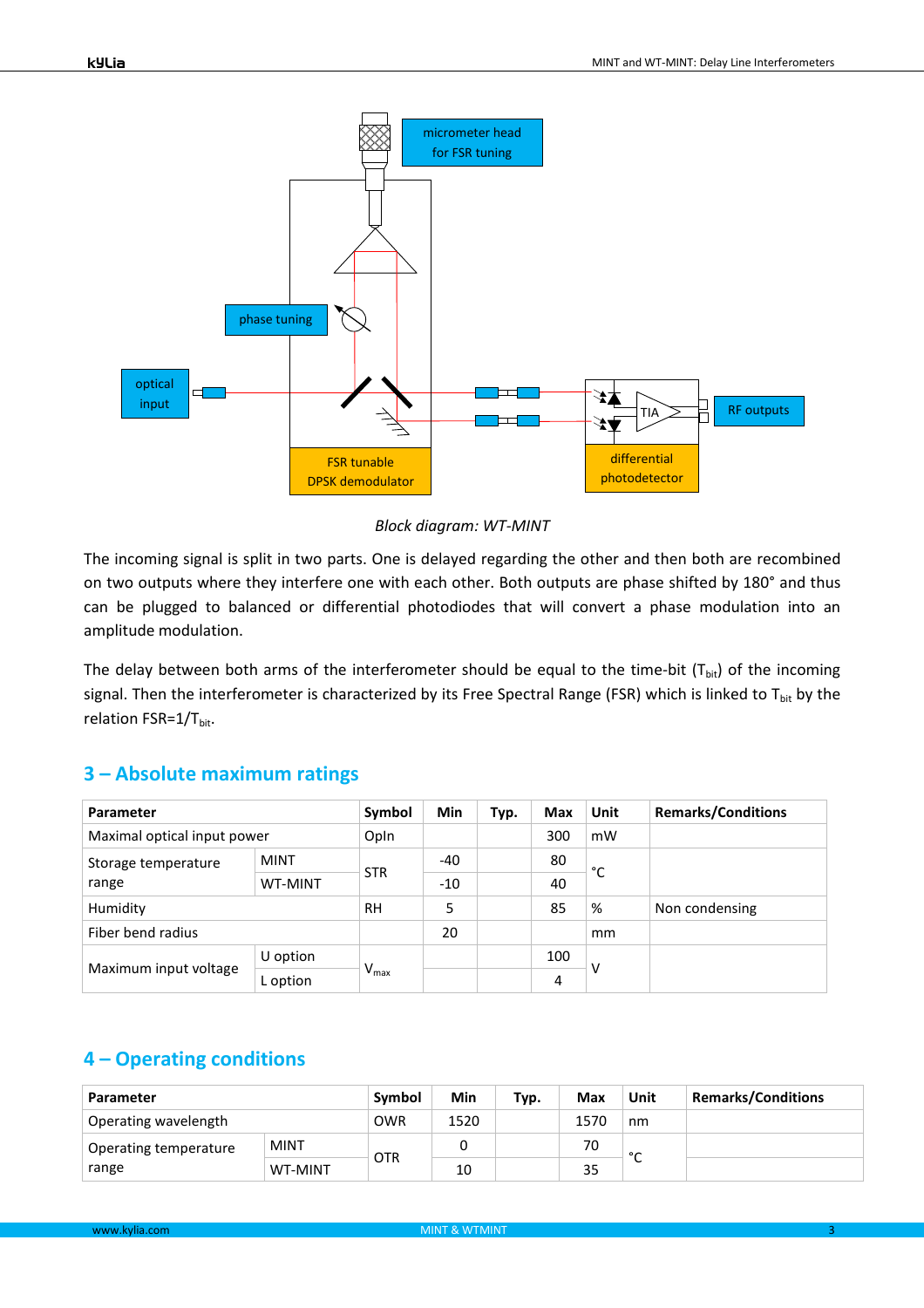*Block diagram: WT-MINT*

The incoming signal is split in two parts. One is delayed regarding the other and then both are recombined on two outputs where they interfere one with each other. Both outputs are phase shifted by 180° and thus can be plugged to balanced or differential photodiodes that will convert a phase modulation into an amplitude modulation.

The delay between both arms of the interferometer should be equal to the time-bit ($T_{bit}$) of the incoming signal. Then the interferometer is characterized by its Free Spectral Range (FSR) which is linked to $T_{bit}$ by the relation $FSR=1/T_{bit}$.

## 3 – Absolute maximum ratings

| Parameter | | Symbol | Min | Typ. | Max | Unit | Remarks/Conditions |
|---|---|---|---|---|---|---|---|
| Maximal optical input power | | OpIn | | | 300 | mW | |
| Storage temperature range | MINT | STR | -40 | | 80 | °C | |
| | WT-MINT | | -10 | | 40 | | |
| Humidity | | RH | 5 | | 85 | % | Non condensing |
| Fiber bend radius | | | 20 | | | mm | |
| Maximum input voltage | U option | $V_{max}$ | | | 100 | V | |
| | L option | | | | 4 | | |

## 4 – Operating conditions

| Parameter | | Symbol | Min | Typ. | Max | Unit | Remarks/Conditions |
|---|---|---|---|---|---|---|---|
| Operating wavelength | | OWR | 1520 | | 1570 | nm | |
| Operating temperature range | MINT | OTR | 0 | | 70 | °C | |
| | WT-MINT | | 10 | | 35 | | |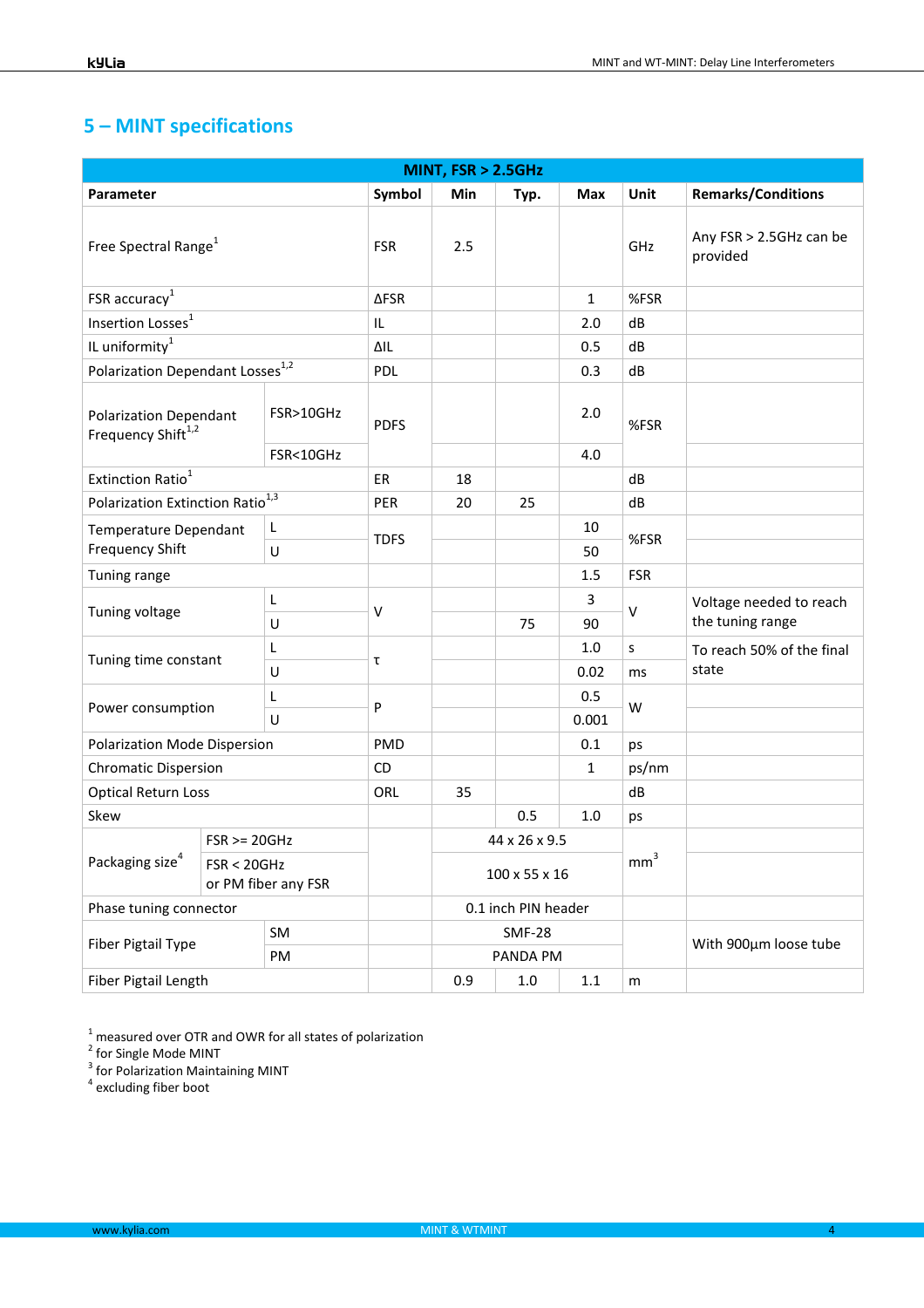## 5 – MINT specifications

| MINT, FSR > 2.5GHz | | Symbol | Min | Typ. | Max | Unit | Remarks/Conditions |
|---|---|---|---|---|---|---|---|
| **Parameter** | | **Symbol** | **Min** | **Typ.** | **Max** | **Unit** | **Remarks/Conditions** |
| Free Spectral Range[1] | | FSR | 2.5 | | | GHz | Any FSR > 2.5GHz can be provided |
| FSR accuracy[1] | | ΔFSR | | | 1 | %FSR | |
| Insertion Losses[1] | | IL | | | 2.0 | dB | |
| IL uniformity[1] | | ΔIL | | | 0.5 | dB | |
| Polarization Dependant Losses[1,2] | | PDL | | | 0.3 | dB | |
| Polarization Dependant Frequency Shift[1,2] | FSR>10GHz | PDFS | | | 2.0 | %FSR | |
| | FSR<10GHz | | | | 4.0 | | |
| Extinction Ratio[1] | | ER | 18 | | | dB | |
| Polarization Extinction Ratio[1,3] | | PER | 20 | 25 | | dB | |
| Temperature Dependant Frequency Shift | L | TDFS | | | 10 | %FSR | |
| | U | | | | 50 | | |
| Tuning range | | | | | 1.5 | FSR | |
| Tuning voltage | L | V | | | 3 | V | Voltage needed to reach the tuning range |
| | U | | | 75 | 90 | | |
| Tuning time constant | L | τ | | | 1.0 | s | To reach 50% of the final state |
| | U | | | | 0.02 | ms | |
| Power consumption | L | P | | | 0.5 | W | |
| | U | | | | 0.001 | | |
| Polarization Mode Dispersion | | PMD | | | 0.1 | ps | |
| Chromatic Dispersion | | CD | | | 1 | ps/nm | |
| Optical Return Loss | | ORL | 35 | | | dB | |
| Skew | | | | 0.5 | 1.0 | ps | |
| Packaging size[4] | FSR >= 20GHz | | | 44 x 26 x 9.5 | | $mm^3$ | |
| | FSR < 20GHz or PM fiber any FSR | | | 100 x 55 x 16 | | | |
| Phase tuning connector | | | | 0.1 inch PIN header | | | |
| Fiber Pigtail Type | SM | | | SMF-28 | | | With 900µm loose tube |
| | PM | | | PANDA PM | | | |
| Fiber Pigtail Length | | | 0.9 | 1.0 | 1.1 | m | |

[1] measured over OTR and OWR for all states of polarization
[2] for Single Mode MINT
[3] for Polarization Maintaining MINT
[4] excluding fiber boot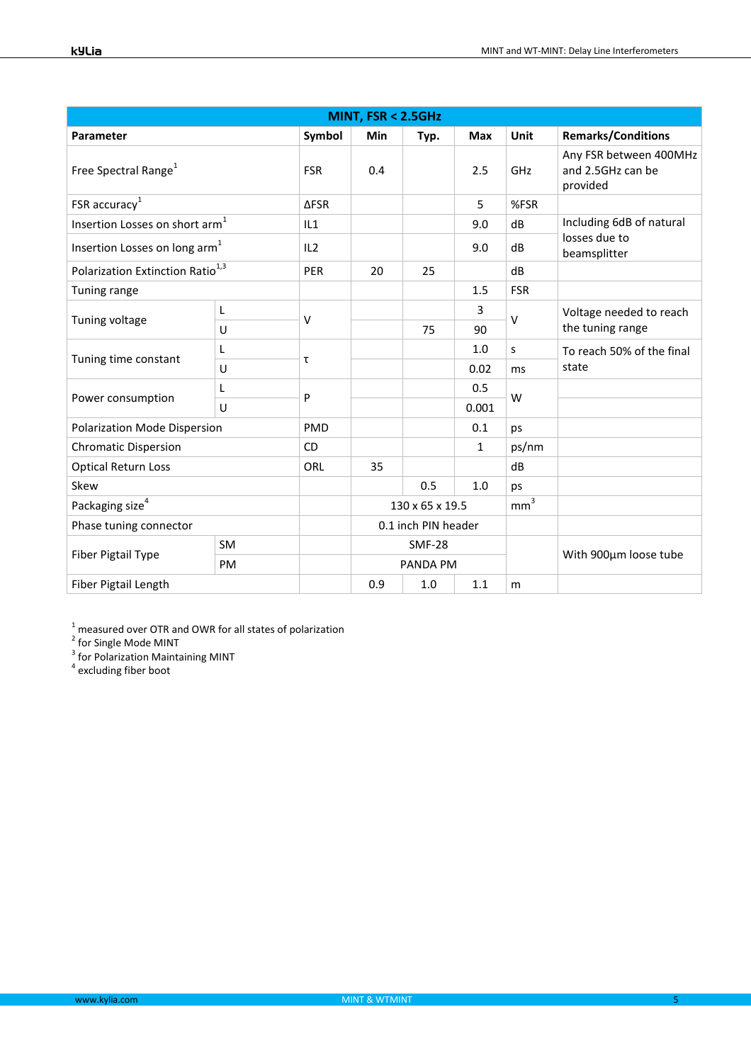| MINT, FSR < 2.5GHz | | | | | | | |
|---|---|---|---|---|---|---|---|
| **Parameter** | | **Symbol** | **Min** | **Typ.** | **Max** | **Unit** | **Remarks/Conditions** |
| Free Spectral Range[1] | | FSR | 0.4 | | 2.5 | GHz | Any FSR between 400MHz and 2.5GHz can be provided |
| FSR accuracy[1] | | ΔFSR | | | 5 | %FSR | |
| Insertion Losses on short arm[1] | | IL1 | | | 9.0 | dB | Including 6dB of natural losses due to beamsplitter |
| Insertion Losses on long arm[1] | | IL2 | | | 9.0 | dB | |
| Polarization Extinction Ratio[1,3] | | PER | 20 | 25 | | dB | |
| Tuning range | | | | | 1.5 | FSR | |
| Tuning voltage | L | V | | | 3 | V | Voltage needed to reach the tuning range |
| | U | | | 75 | 90 | | |
| Tuning time constant | L | τ | | | 1.0 | s | To reach 50% of the final state |
| | U | | | | 0.02 | ms | |
| Power consumption | L | P | | | 0.5 | W | |
| | U | | | | 0.001 | | |
| Polarization Mode Dispersion | | PMD | | | 0.1 | ps | |
| Chromatic Dispersion | | CD | | | 1 | ps/nm | |
| Optical Return Loss | | ORL | 35 | | | dB | |
| Skew | | | | 0.5 | 1.0 | ps | |
| Packaging size[4] | | | 130 x 65 x 19.5 | | | $mm^3$ | |
| Phase tuning connector | | | 0.1 inch PIN header | | | | |
| Fiber Pigtail Type | SM | | SMF-28 | | | | With 900µm loose tube |
| | PM | | PANDA PM | | | | |
| Fiber Pigtail Length | | | 0.9 | 1.0 | 1.1 | m | |

[1] measured over OTR and OWR for all states of polarization
[2] for Single Mode MINT
[3] for Polarization Maintaining MINT
[4] excluding fiber boot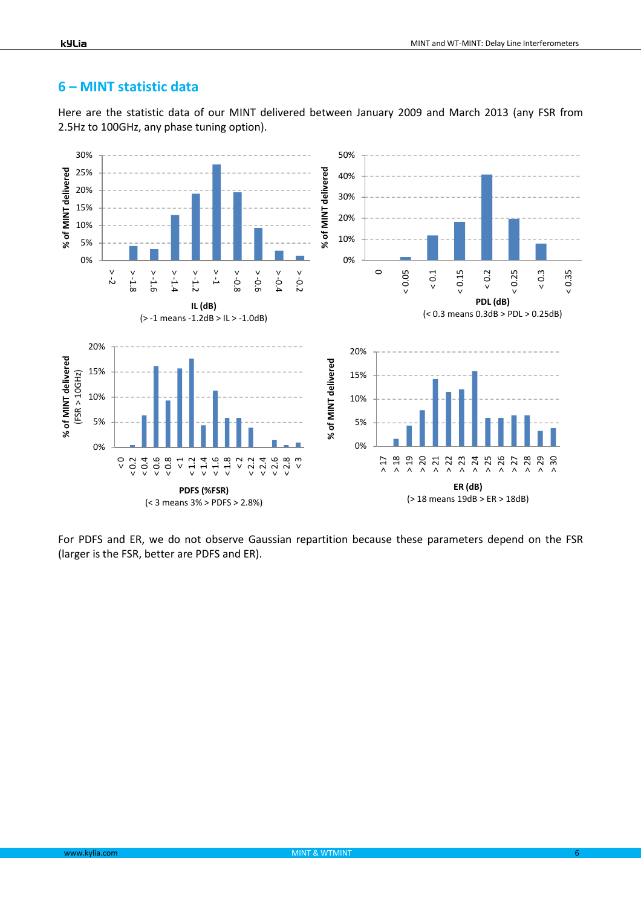## 6 – MINT statistic data

Here are the statistic data of our MINT delivered between January 2009 and March 2013 (any FSR from 2.5Hz to 100GHz, any phase tuning option).

% of MINT delivered

IL (dB)

(> -1 means -1.2dB > IL > -1.0dB)

% of MINT delivered

PDL (dB)

(< 0.3 means 0.3dB > PDL > 0.25dB)

% of MINT delivered (FSR > 10GHz)

PDFS (%FSR)

(< 3 means 3% > PDFS > 2.8%)

% of MINT delivered

ER (dB)

(> 18 means 19dB > ER > 18dB)

For PDFS and ER, we do not observe Gaussian repartition because these parameters depend on the FSR (larger is the FSR, better are PDFS and ER).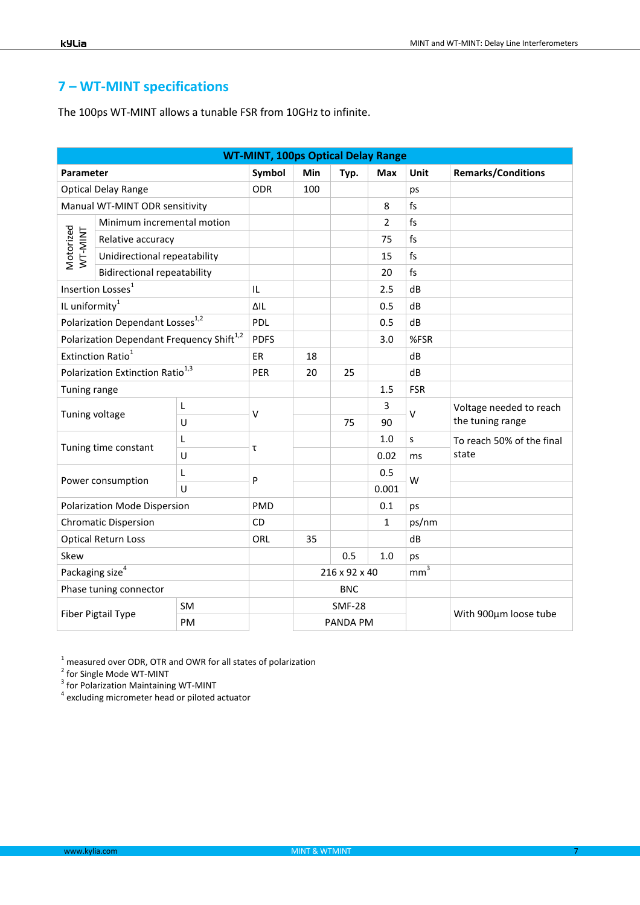## 7 – WT-MINT specifications

The 100ps WT-MINT allows a tunable FSR from 10GHz to infinite.

| WT-MINT, 100ps Optical Delay Range | | | | | | | |
|---|---|---|---|---|---|---|---|
| **Parameter** | | **Symbol** | **Min** | **Typ.** | **Max** | **Unit** | **Remarks/Conditions** |
| Optical Delay Range | | ODR | 100 | | | ps | |
| Manual WT-MINT ODR sensitivity | | | | | 8 | fs | |
| Motorized WT-MINT | Minimum incremental motion | | | | 2 | fs | |
| | Relative accuracy | | | | 75 | fs | |
| | Unidirectional repeatability | | | | 15 | fs | |
| | Bidirectional repeatability | | | | 20 | fs | |
| Insertion Losses[1] | | IL | | | 2.5 | dB | |
| IL uniformity[1] | | ΔIL | | | 0.5 | dB | |
| Polarization Dependant Losses[1,2] | | PDL | | | 0.5 | dB | |
| Polarization Dependant Frequency Shift[1,2] | | PDFS | | | 3.0 | %FSR | |
| Extinction Ratio[1] | | ER | 18 | | | dB | |
| Polarization Extinction Ratio[1,3] | | PER | 20 | 25 | | dB | |
| Tuning range | | | | | 1.5 | FSR | |
| Tuning voltage | L | V | | | 3 | V | Voltage needed to reach the tuning range |
| | U | | | 75 | 90 | | |
| Tuning time constant | L | τ | | | 1.0 | s | To reach 50% of the final state |
| | U | | | | 0.02 | ms | |
| Power consumption | L | P | | | 0.5 | W | |
| | U | | | | 0.001 | | |
| Polarization Mode Dispersion | | PMD | | | 0.1 | ps | |
| Chromatic Dispersion | | CD | | | 1 | ps/nm | |
| Optical Return Loss | | ORL | 35 | | | dB | |
| Skew | | | | 0.5 | 1.0 | ps | |
| Packaging size[4] | | | 216 x 92 x 40 | | | $mm^3$ | |
| Phase tuning connector | | | BNC | | | | |
| Fiber Pigtail Type | SM | | SMF-28 | | | | With 900µm loose tube |
| | PM | | PANDA PM | | | | |

[1] measured over ODR, OTR and OWR for all states of polarization
[2] for Single Mode WT-MINT
[3] for Polarization Maintaining WT-MINT
[4] excluding micrometer head or piloted actuator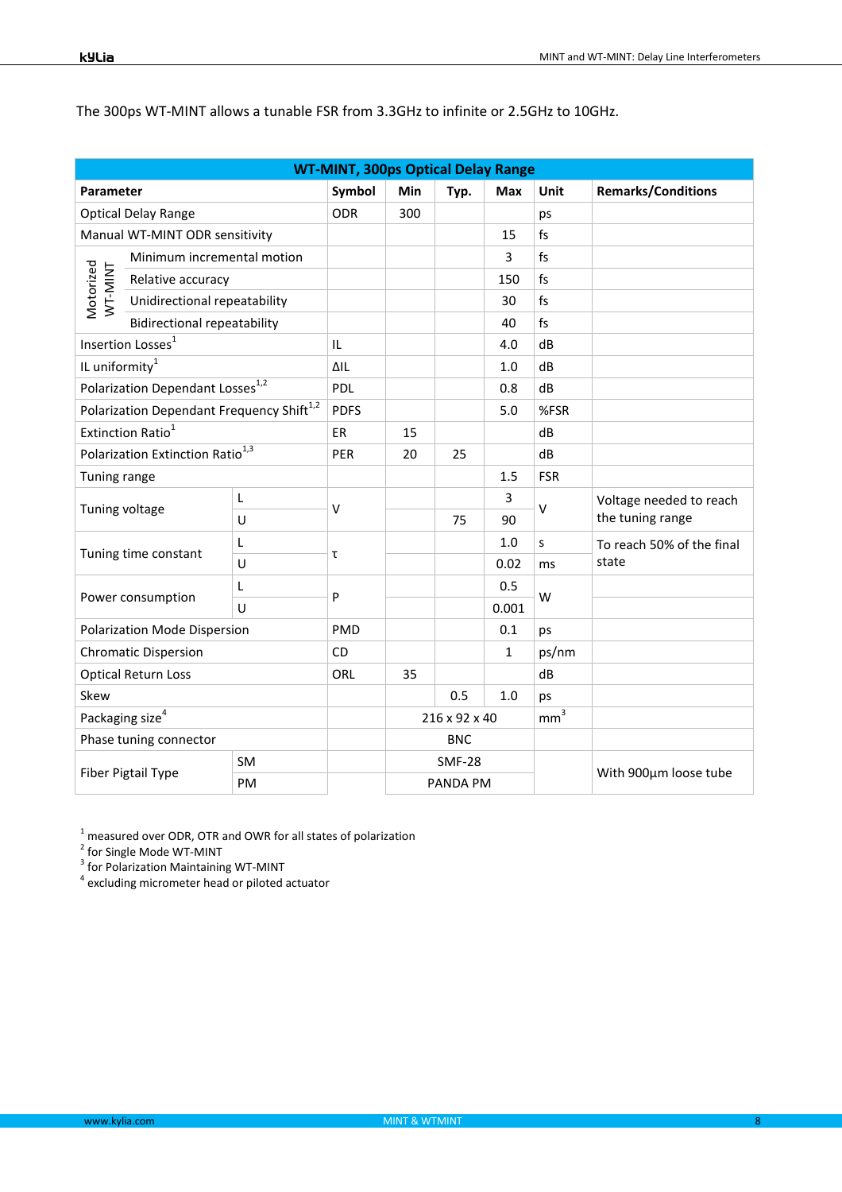The 300ps WT-MINT allows a tunable FSR from 3.3GHz to infinite or 2.5GHz to 10GHz.

| WT-MINT, 300ps Optical Delay Range | | | | | | | |
|---|---|---|---|---|---|---|---|
| **Parameter** | | **Symbol** | **Min** | **Typ.** | **Max** | **Unit** | **Remarks/Conditions** |
| Optical Delay Range | | ODR | 300 | | | ps | |
| Manual WT-MINT ODR sensitivity | | | | | 15 | fs | |
| Motorized WT-MINT | Minimum incremental motion | | | | 3 | fs | |
| | Relative accuracy | | | | 150 | fs | |
| | Unidirectional repeatability | | | | 30 | fs | |
| | Bidirectional repeatability | | | | 40 | fs | |
| Insertion Losses[1] | | IL | | | 4.0 | dB | |
| IL uniformity[1] | | ΔIL | | | 1.0 | dB | |
| Polarization Dependant Losses[1,2] | | PDL | | | 0.8 | dB | |
| Polarization Dependant Frequency Shift[1,2] | | PDFS | | | 5.0 | %FSR | |
| Extinction Ratio[1] | | ER | 15 | | | dB | |
| Polarization Extinction Ratio[1,3] | | PER | 20 | 25 | | dB | |
| Tuning range | | | | | 1.5 | FSR | |
| Tuning voltage | L | V | | | 3 | V | Voltage needed to reach the tuning range |
| | U | | | 75 | 90 | | |
| Tuning time constant | L | τ | | | 1.0 | s | To reach 50% of the final state |
| | U | | | | 0.02 | ms | |
| Power consumption | L | P | | | 0.5 | W | |
| | U | | | | 0.001 | | |
| Polarization Mode Dispersion | | PMD | | | 0.1 | ps | |
| Chromatic Dispersion | | CD | | | 1 | ps/nm | |
| Optical Return Loss | | ORL | 35 | | | dB | |
| Skew | | | | 0.5 | 1.0 | ps | |
| Packaging size[4] | | | 216 x 92 x 40 | | | $mm^3$ | |
| Phase tuning connector | | | BNC | | | | |
| Fiber Pigtail Type | SM | | SMF-28 | | | | With 900µm loose tube |
| | PM | | PANDA PM | | | | |

[1] measured over ODR, OTR and OWR for all states of polarization
[2] for Single Mode WT-MINT
[3] for Polarization Maintaining WT-MINT
[4] excluding micrometer head or piloted actuator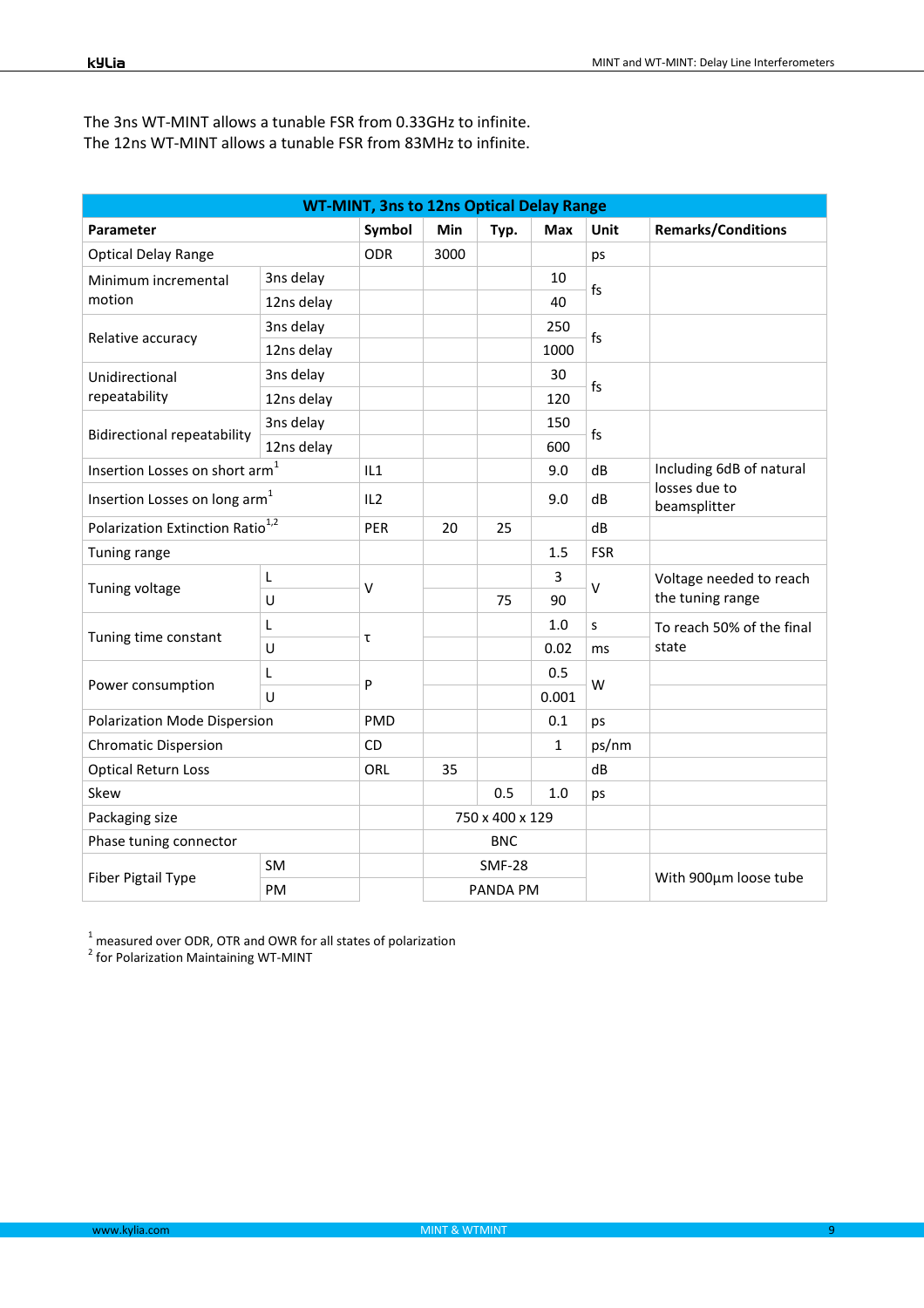The 3ns WT-MINT allows a tunable FSR from 0.33GHz to infinite.
The 12ns WT-MINT allows a tunable FSR from 83MHz to infinite.

| WT-MINT, 3ns to 12ns Optical Delay Range | | | | | | | |
|---|---|---|---|---|---|---|---|
| **Parameter** | | **Symbol** | **Min** | **Typ.** | **Max** | **Unit** | **Remarks/Conditions** |
| Optical Delay Range | | ODR | 3000 | | | ps | |
| Minimum incremental motion | 3ns delay | | | | 10 | fs | |
| | 12ns delay | | | | 40 | | |
| Relative accuracy | 3ns delay | | | | 250 | fs | |
| | 12ns delay | | | | 1000 | | |
| Unidirectional repeatability | 3ns delay | | | | 30 | fs | |
| | 12ns delay | | | | 120 | | |
| Bidirectional repeatability | 3ns delay | | | | 150 | fs | |
| | 12ns delay | | | | 600 | | |
| Insertion Losses on short arm[1] | | IL1 | | | 9.0 | dB | Including 6dB of natural losses due to beamsplitter |
| Insertion Losses on long arm[1] | | IL2 | | | 9.0 | dB | |
| Polarization Extinction Ratio[1,2] | | PER | 20 | 25 | | dB | |
| Tuning range | | | | | 1.5 | FSR | |
| Tuning voltage | L | V | | | 3 | V | Voltage needed to reach the tuning range |
| | U | | | 75 | 90 | | |
| Tuning time constant | L | τ | | | 1.0 | s | To reach 50% of the final state |
| | U | | | | 0.02 | ms | |
| Power consumption | L | P | | | 0.5 | W | |
| | U | | | | 0.001 | | |
| Polarization Mode Dispersion | | PMD | | | 0.1 | ps | |
| Chromatic Dispersion | | CD | | | 1 | ps/nm | |
| Optical Return Loss | | ORL | 35 | | | dB | |
| Skew | | | | 0.5 | 1.0 | ps | |
| Packaging size | | | 750 x 400 x 129 | | | | |
| Phase tuning connector | | | BNC | | | | |
| Fiber Pigtail Type | SM | | SMF-28 | | | | With 900µm loose tube |
| | PM | | PANDA PM | | | | |

[1] measured over ODR, OTR and OWR for all states of polarization
[2] for Polarization Maintaining WT-MINT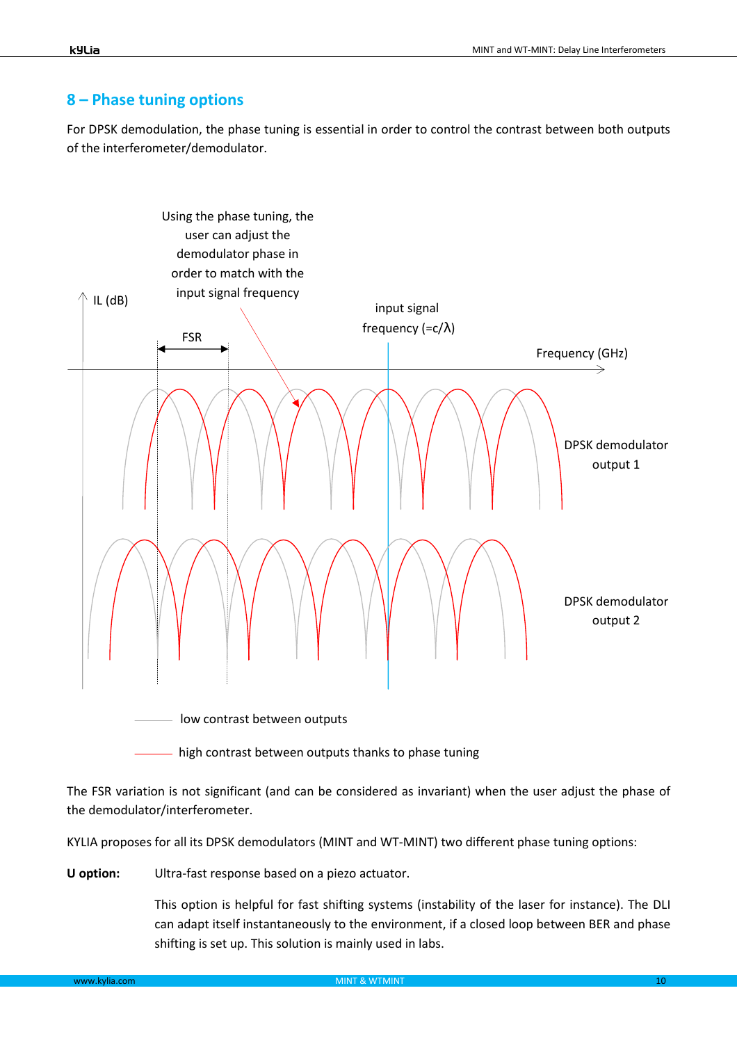## 8 – Phase tuning options

For DPSK demodulation, the phase tuning is essential in order to control the contrast between both outputs of the interferometer/demodulator.

Using the phase tuning, the user can adjust the demodulator phase in order to match with the input signal frequency

IL (dB)

FSR

input signal frequency (=c/λ)

Frequency (GHz)

DPSK demodulator output 1

DPSK demodulator output 2

low contrast between outputs

high contrast between outputs thanks to phase tuning

The FSR variation is not significant (and can be considered as invariant) when the user adjust the phase of the demodulator/interferometer.

KYLIA proposes for all its DPSK demodulators (MINT and WT-MINT) two different phase tuning options:

**U option:** Ultra-fast response based on a piezo actuator.

This option is helpful for fast shifting systems (instability of the laser for instance). The DLI can adapt itself instantaneously to the environment, if a closed loop between BER and phase shifting is set up. This solution is mainly used in labs.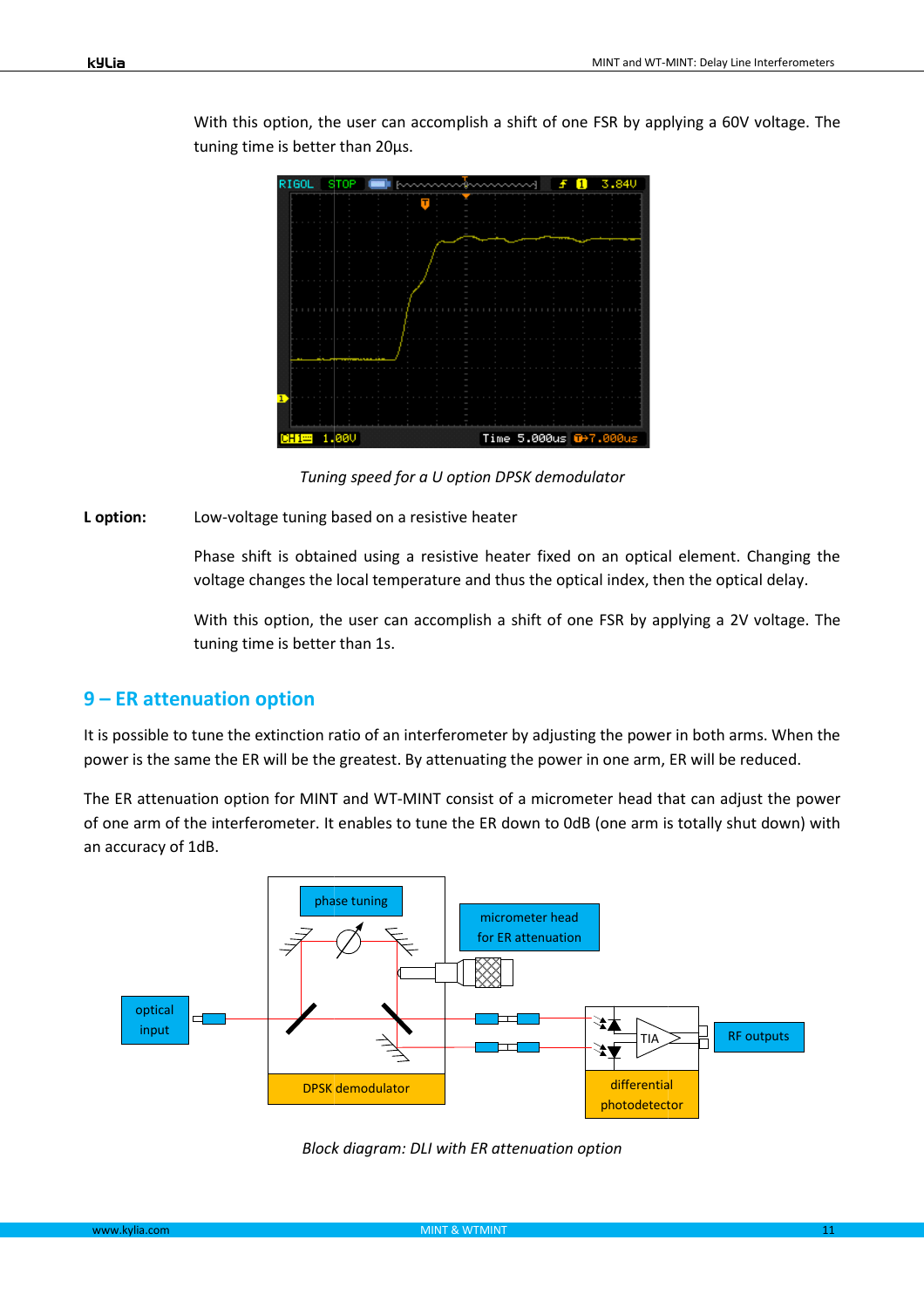With this option, the user can accomplish a shift of one FSR by applying a 60V voltage. The tuning time is better than 20µs.

*Tuning speed for a U option DPSK demodulator*

**L option:** Low-voltage tuning based on a resistive heater

Phase shift is obtained using a resistive heater fixed on an optical element. Changing the voltage changes the local temperature and thus the optical index, then the optical delay.

With this option, the user can accomplish a shift of one FSR by applying a 2V voltage. The tuning time is better than 1s.

## 9 – ER attenuation option

It is possible to tune the extinction ratio of an interferometer by adjusting the power in both arms. When the power is the same the ER will be the greatest. By attenuating the power in one arm, ER will be reduced.

The ER attenuation option for MINT and WT-MINT consist of a micrometer head that can adjust the power of one arm of the interferometer. It enables to tune the ER down to 0dB (one arm is totally shut down) with an accuracy of 1dB.

*Block diagram: DLI with ER attenuation option*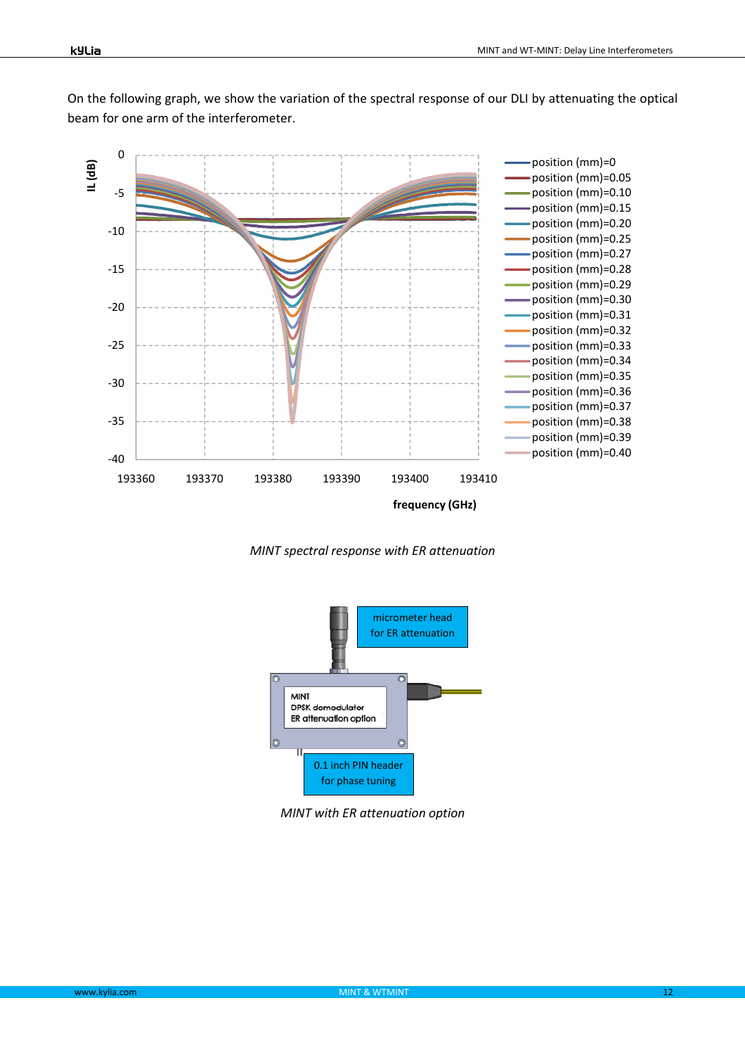On the following graph, we show the variation of the spectral response of our DLI by attenuating the optical beam for one arm of the interferometer.

*MINT spectral response with ER attenuation*

*MINT with ER attenuation option*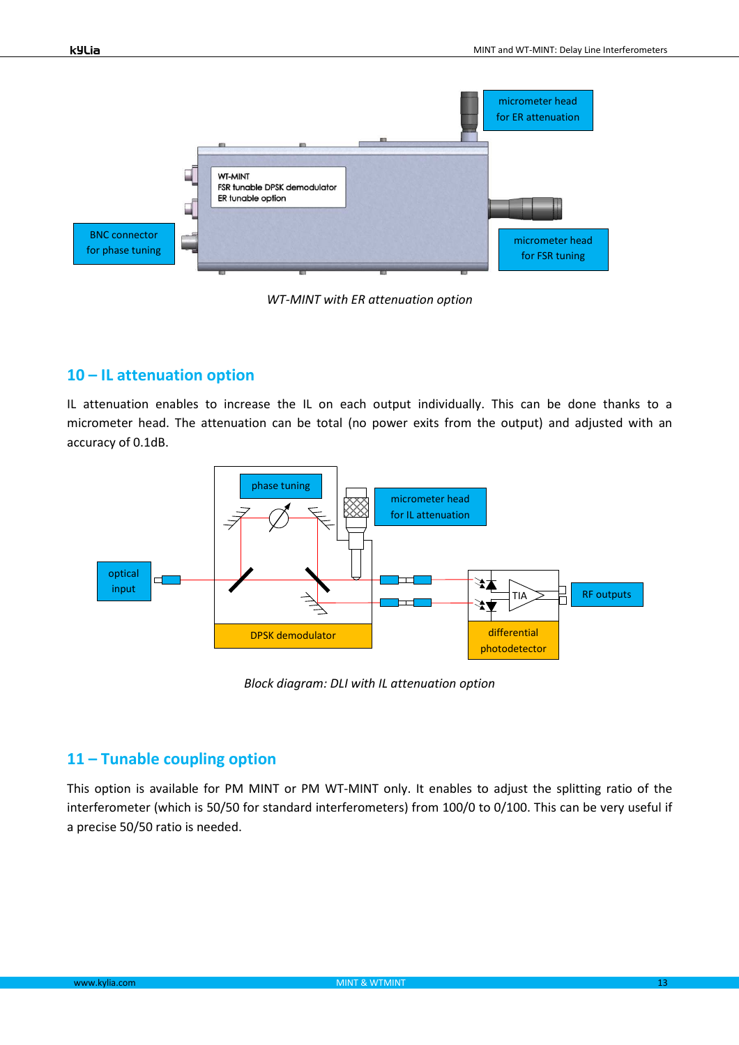*WT-MINT with ER attenuation option*

## 10 – IL attenuation option

IL attenuation enables to increase the IL on each output individually. This can be done thanks to a micrometer head. The attenuation can be total (no power exits from the output) and adjusted with an accuracy of 0.1dB.

*Block diagram: DLI with IL attenuation option*

## 11 – Tunable coupling option

This option is available for PM MINT or PM WT-MINT only. It enables to adjust the splitting ratio of the interferometer (which is 50/50 for standard interferometers) from 100/0 to 0/100. This can be very useful if a precise 50/50 ratio is needed.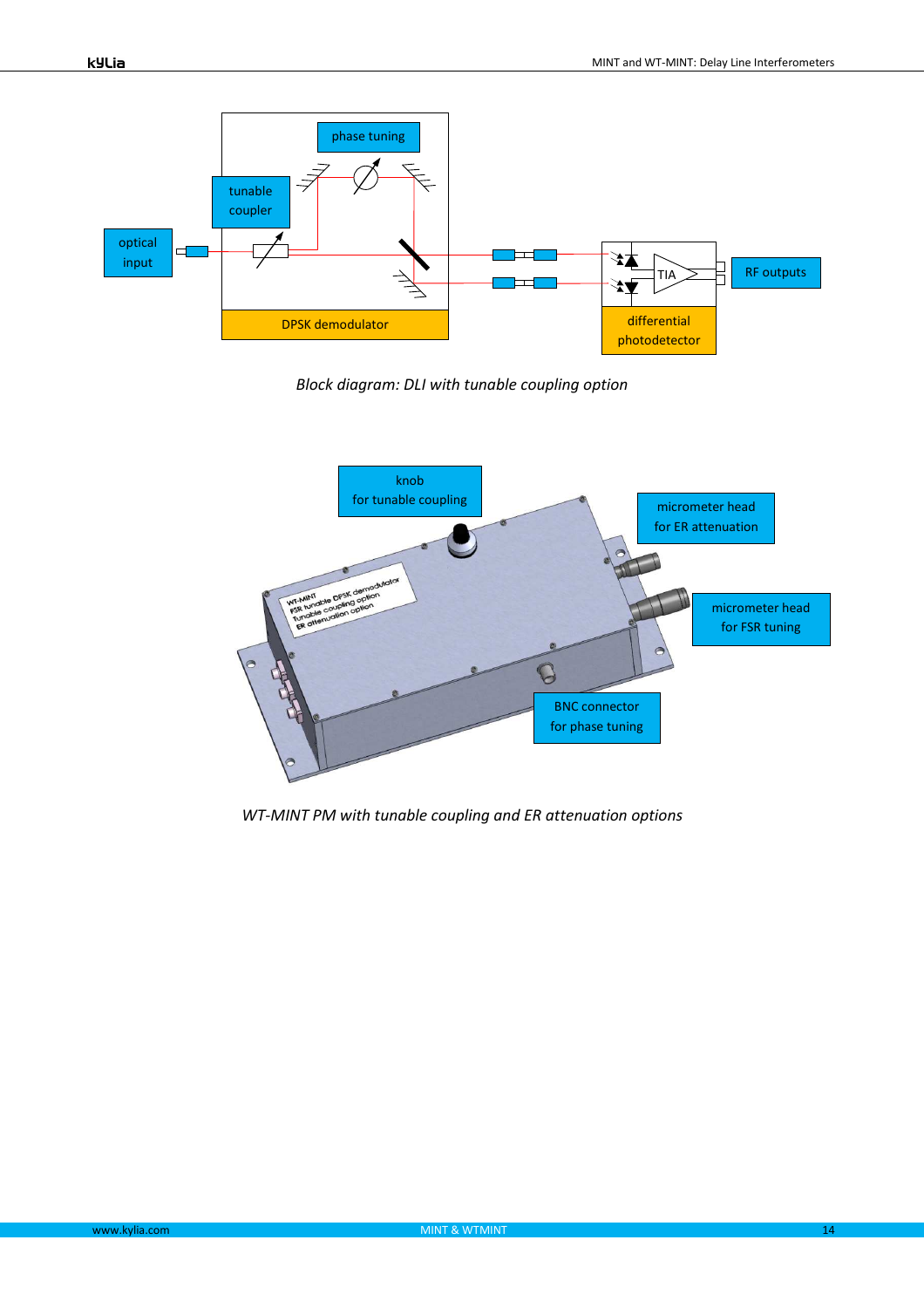*Block diagram: DLI with tunable coupling option*

*WT-MINT PM with tunable coupling and ER attenuation options*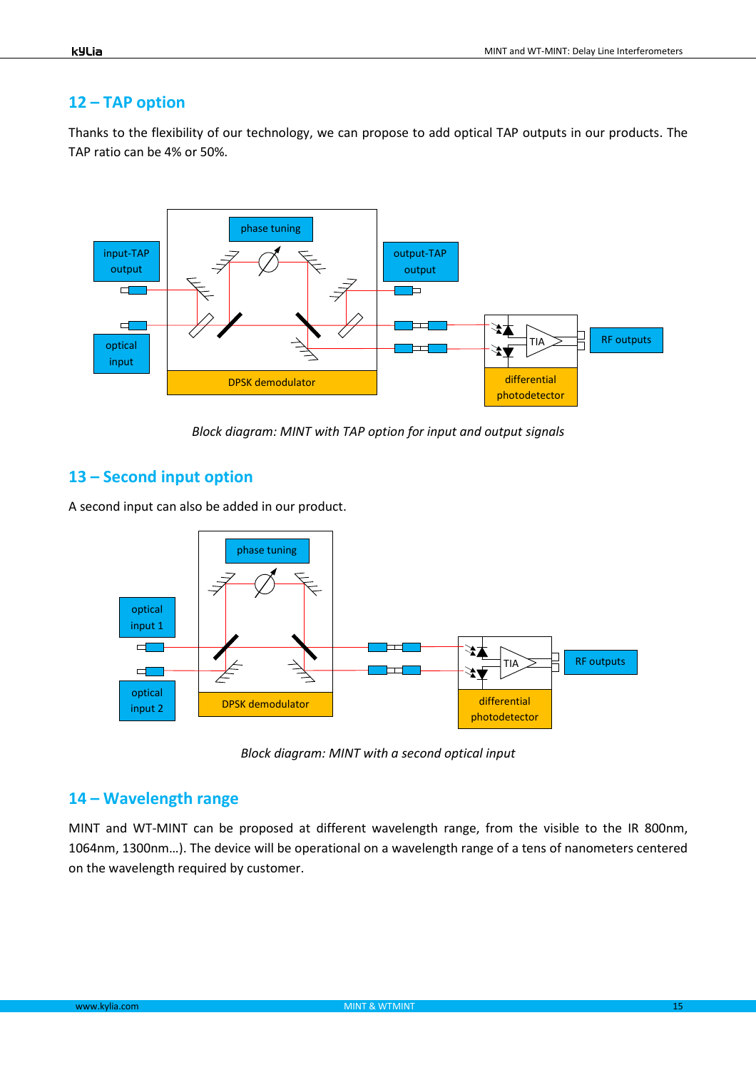## 12 – TAP option

Thanks to the flexibility of our technology, we can propose to add optical TAP outputs in our products. The TAP ratio can be 4% or 50%.

*Block diagram: MINT with TAP option for input and output signals*

## 13 – Second input option

A second input can also be added in our product.

*Block diagram: MINT with a second optical input*

## 14 – Wavelength range

MINT and WT-MINT can be proposed at different wavelength range, from the visible to the IR 800nm, 1064nm, 1300nm…). The device will be operational on a wavelength range of a tens of nanometers centered on the wavelength required by customer.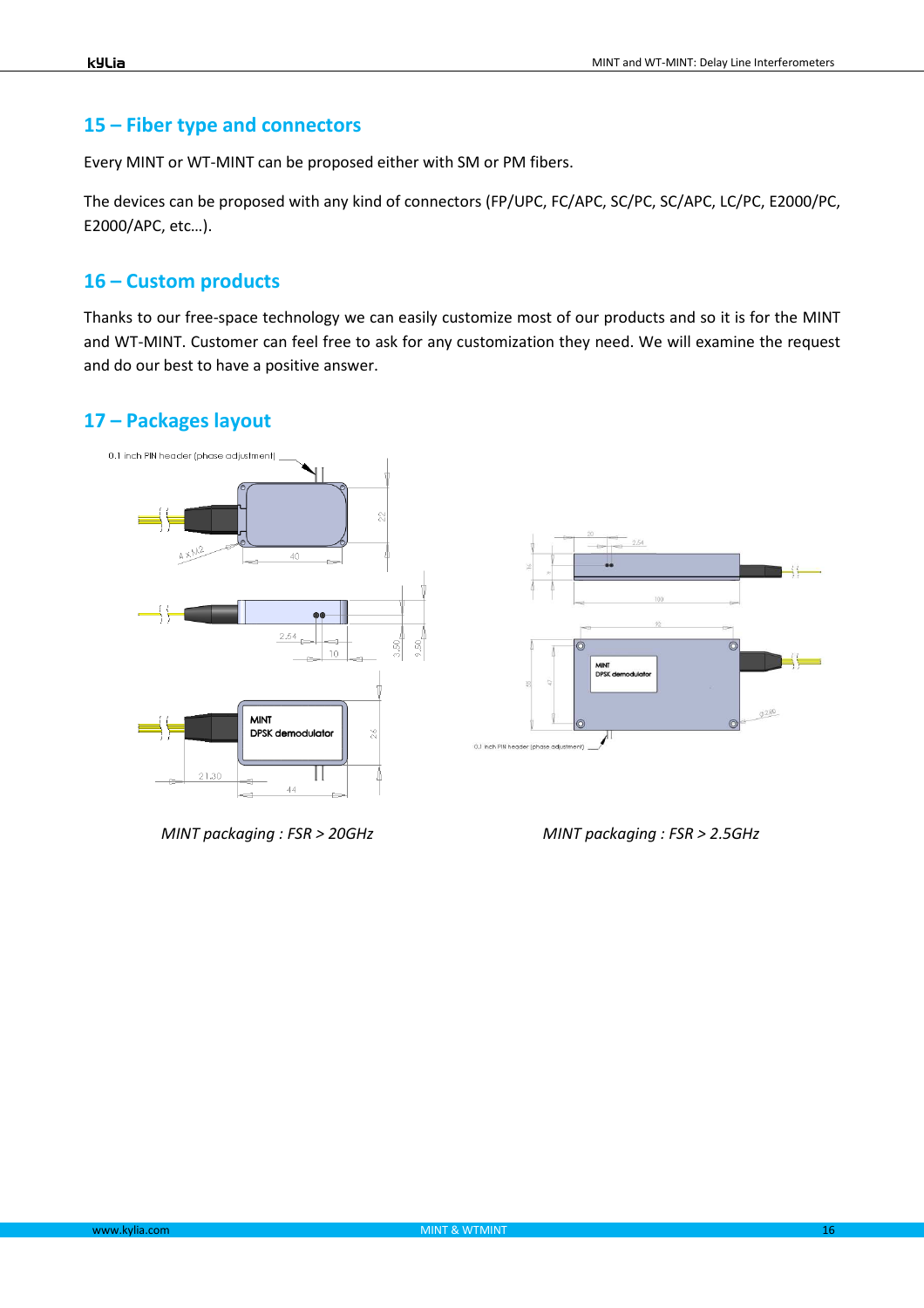## 15 – Fiber type and connectors

Every MINT or WT-MINT can be proposed either with SM or PM fibers.

The devices can be proposed with any kind of connectors (FP/UPC, FC/APC, SC/PC, SC/APC, LC/PC, E2000/PC, E2000/APC, etc…).

## 16 – Custom products

Thanks to our free-space technology we can easily customize most of our products and so it is for the MINT and WT-MINT. Customer can feel free to ask for any customization they need. We will examine the request and do our best to have a positive answer.

## 17 – Packages layout

*MINT packaging : FSR > 20GHz*

*MINT packaging : FSR > 2.5GHz*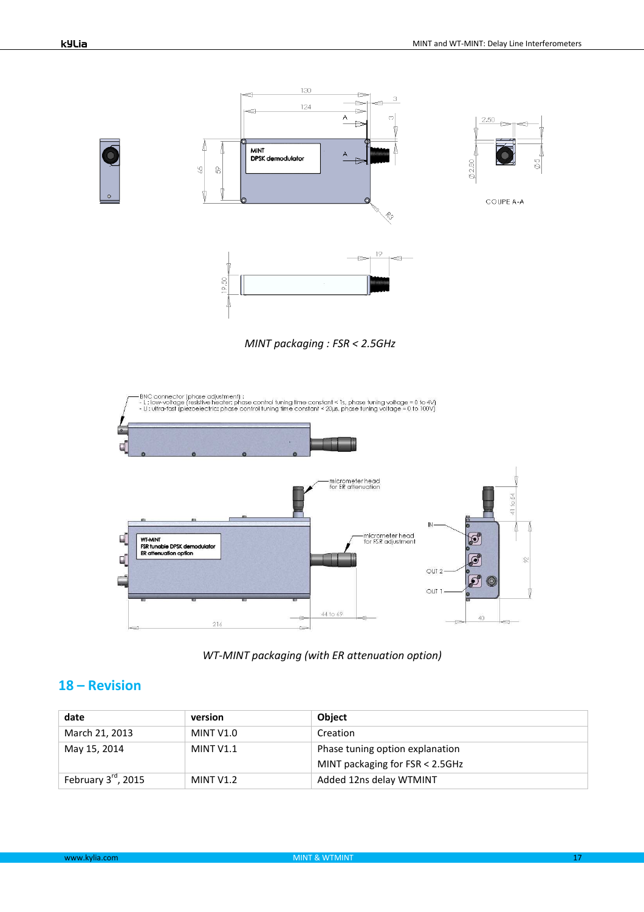MINT packaging : FSR < 2.5GHz

WT-MINT packaging (with ER attenuation option)

## 18 – Revision

| date | version | Object |
|---|---|---|
| March 21, 2013 | MINT V1.0 | Creation |
| May 15, 2014 | MINT V1.1 | Phase tuning option explanation<br>MINT packaging for FSR < 2.5GHz |
| February 3rd, 2015 | MINT V1.2 | Added 12ns delay WTMINT |